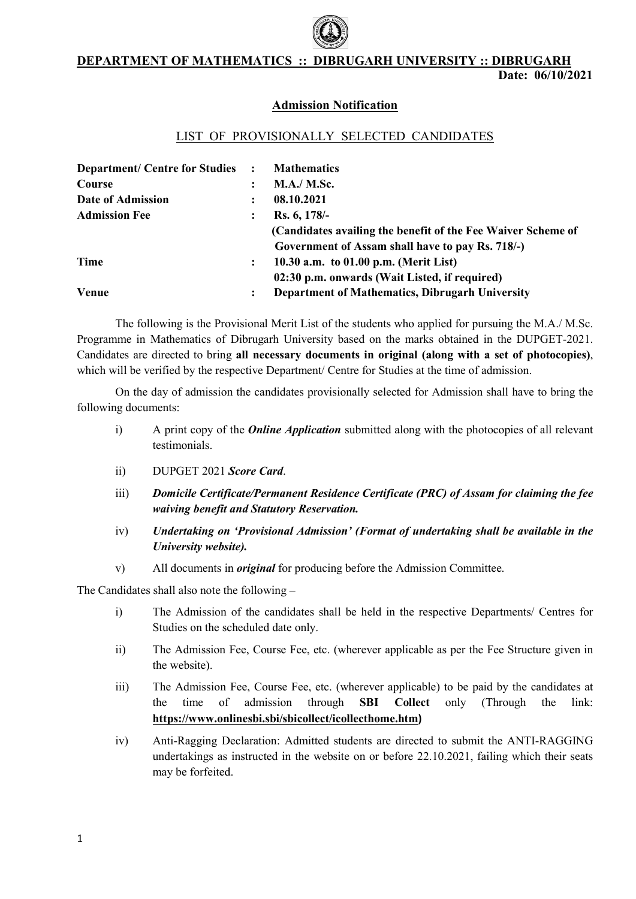# DEPARTMENT OF MATHEMATICS :: DIBRUGARH UNIVERSITY :: DIBRUGARH

**Date: 06/10/2021**

## Admission Notification

### LIST OF PROVISIONALLY SELECTED CANDIDATES

| | | |
|---|---|---|
| **Department/ Centre for Studies** | : | **Mathematics** |
| **Course** | : | **M.A./ M.Sc.** |
| **Date of Admission** | : | **08.10.2021** |
| **Admission Fee** | : | **Rs. 6, 178/-** **(Candidates availing the benefit of the Fee Waiver Scheme of Government of Assam shall have to pay Rs. 718/-)** |
| **Time** | : | **10.30 a.m. to 01.00 p.m. (Merit List)** **02:30 p.m. onwards (Wait Listed, if required)** |
| **Venue** | : | **Department of Mathematics, Dibrugarh University** |

The following is the Provisional Merit List of the students who applied for pursuing the M.A./ M.Sc. Programme in Mathematics of Dibrugarh University based on the marks obtained in the DUPGET-2021. Candidates are directed to bring **all necessary documents in original (along with a set of photocopies)**, which will be verified by the respective Department/ Centre for Studies at the time of admission.

On the day of admission the candidates provisionally selected for Admission shall have to bring the following documents:

i) A print copy of the ***Online Application*** submitted along with the photocopies of all relevant testimonials.

ii) DUPGET 2021 ***Score Card***.

iii) ***Domicile Certificate/Permanent Residence Certificate (PRC) of Assam for claiming the fee waiving benefit and Statutory Reservation.***

iv) ***Undertaking on 'Provisional Admission' (Format of undertaking shall be available in the University website).***

v) All documents in ***original*** for producing before the Admission Committee.

The Candidates shall also note the following –

i) The Admission of the candidates shall be held in the respective Departments/ Centres for Studies on the scheduled date only.

ii) The Admission Fee, Course Fee, etc. (wherever applicable as per the Fee Structure given in the website).

iii) The Admission Fee, Course Fee, etc. (wherever applicable) to be paid by the candidates at the time of admission through **SBI Collect** only (Through the link: **https://www.onlinesbi.sbi/sbicollect/icollecthome.htm**)

iv) Anti-Ragging Declaration: Admitted students are directed to submit the ANTI-RAGGING undertakings as instructed in the website on or before 22.10.2021, failing which their seats may be forfeited.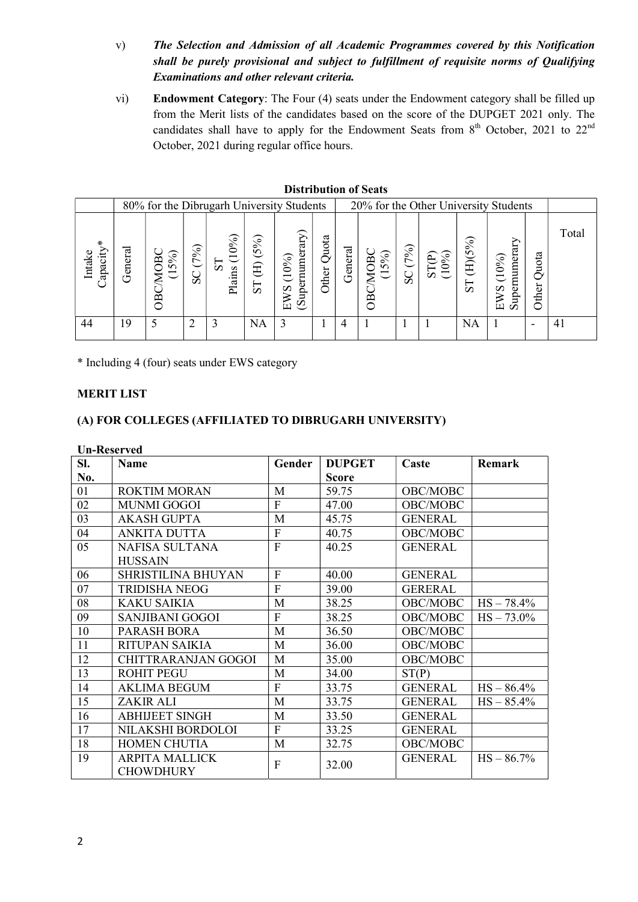v) ***The Selection and Admission of all Academic Programmes covered by this Notification shall be purely provisional and subject to fulfillment of requisite norms of Qualifying Examinations and other relevant criteria.***

vi) **Endowment Category**: The Four (4) seats under the Endowment category shall be filled up from the Merit lists of the candidates based on the score of the DUPGET 2021 only. The candidates shall have to apply for the Endowment Seats from 8th October, 2021 to 22nd October, 2021 during regular office hours.

**Distribution of Seats**

| | 80% for the Dibrugarh University Students | | | | | | | 20% for the Other University Students | | | | | | | |
|---|---|---|---|---|---|---|---|---|---|---|---|---|---|---|---|
| Intake Capacity* | General | OBC/MOBC (15%) | SC (7%) | ST Plains (10%) | ST (H) (5%) | EWS (10%) (Supernumerary) | Other Quota | General | OBC/MOBC (15%) | SC (7%) | ST(P) (10%) | ST (H)(5%) | EWS (10%) Supernumerary | Other Quota | Total |
| 44 | 19 | 5 | 2 | 3 | NA | 3 | 1 | 4 | 1 | 1 | 1 | NA | 1 | - | 41 |

\* Including 4 (four) seats under EWS category

**MERIT LIST**

**(A) FOR COLLEGES (AFFILIATED TO DIBRUGARH UNIVERSITY)**

**Un-Reserved**

| Sl. No. | Name | Gender | DUPGET Score | Caste | Remark |
|---|---|---|---|---|---|
| 01 | ROKTIM MORAN | M | 59.75 | OBC/MOBC | |
| 02 | MUNMI GOGOI | F | 47.00 | OBC/MOBC | |
| 03 | AKASH GUPTA | M | 45.75 | GENERAL | |
| 04 | ANKITA DUTTA | F | 40.75 | OBC/MOBC | |
| 05 | NAFISA SULTANA HUSSAIN | F | 40.25 | GENERAL | |
| 06 | SHRISTILINA BHUYAN | F | 40.00 | GENERAL | |
| 07 | TRIDISHA NEOG | F | 39.00 | GERERAL | |
| 08 | KAKU SAIKIA | M | 38.25 | OBC/MOBC | HS – 78.4% |
| 09 | SANJIBANI GOGOI | F | 38.25 | OBC/MOBC | HS – 73.0% |
| 10 | PARASH BORA | M | 36.50 | OBC/MOBC | |
| 11 | RITUPAN SAIKIA | M | 36.00 | OBC/MOBC | |
| 12 | CHITTRARANJAN GOGOI | M | 35.00 | OBC/MOBC | |
| 13 | ROHIT PEGU | M | 34.00 | ST(P) | |
| 14 | AKLIMA BEGUM | F | 33.75 | GENERAL | HS – 86.4% |
| 15 | ZAKIR ALI | M | 33.75 | GENERAL | HS – 85.4% |
| 16 | ABHIJEET SINGH | M | 33.50 | GENERAL | |
| 17 | NILAKSHI BORDOLOI | F | 33.25 | GENERAL | |
| 18 | HOMEN CHUTIA | M | 32.75 | OBC/MOBC | |
| 19 | ARPITA MALLICK CHOWDHURY | F | 32.00 | GENERAL | HS – 86.7% |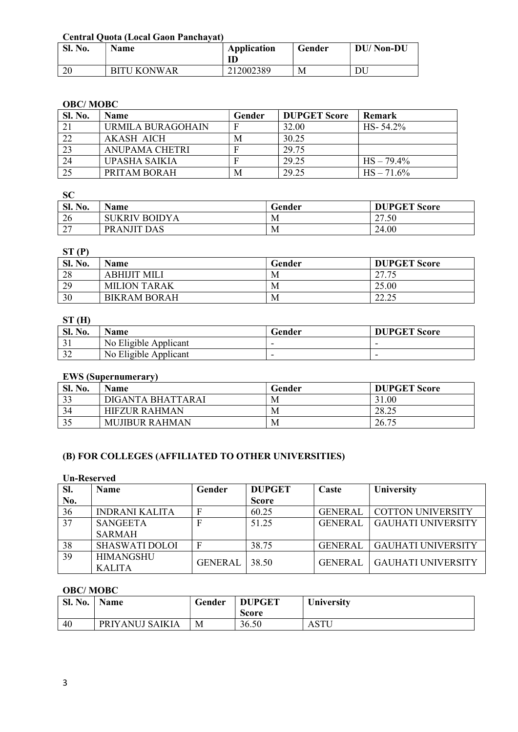**Central Quota (Local Gaon Panchayat)**

| Sl. No. | Name | Application ID | Gender | DU/ Non-DU |
|---|---|---|---|---|
| 20 | BITU KONWAR | 212002389 | M | DU |

**OBC/ MOBC**

| Sl. No. | Name | Gender | DUPGET Score | Remark |
|---|---|---|---|---|
| 21 | URMILA BURAGOHAIN | F | 32.00 | HS- 54.2% |
| 22 | AKASH AICH | M | 30.25 | |
| 23 | ANUPAMA CHETRI | F | 29.75 | |
| 24 | UPASHA SAIKIA | F | 29.25 | HS – 79.4% |
| 25 | PRITAM BORAH | M | 29.25 | HS – 71.6% |

**SC**

| Sl. No. | Name | Gender | DUPGET Score |
|---|---|---|---|
| 26 | SUKRIV BOIDYA | M | 27.50 |
| 27 | PRANJIT DAS | M | 24.00 |

**ST (P)**

| Sl. No. | Name | Gender | DUPGET Score |
|---|---|---|---|
| 28 | ABHIJIT MILI | M | 27.75 |
| 29 | MILION TARAK | M | 25.00 |
| 30 | BIKRAM BORAH | M | 22.25 |

**ST (H)**

| Sl. No. | Name | Gender | DUPGET Score |
|---|---|---|---|
| 31 | No Eligible Applicant | - | - |
| 32 | No Eligible Applicant | - | - |

**EWS (Supernumerary)**

| Sl. No. | Name | Gender | DUPGET Score |
|---|---|---|---|
| 33 | DIGANTA BHATTARAI | M | 31.00 |
| 34 | HIFZUR RAHMAN | M | 28.25 |
| 35 | MUJIBUR RAHMAN | M | 26.75 |

### (B) FOR COLLEGES (AFFILIATED TO OTHER UNIVERSITIES)

**Un-Reserved**

| Sl. No. | Name | Gender | DUPGET Score | Caste | University |
|---|---|---|---|---|---|
| 36 | INDRANI KALITA | F | 60.25 | GENERAL | COTTON UNIVERSITY |
| 37 | SANGEETA SARMAH | F | 51.25 | GENERAL | GAUHATI UNIVERSITY |
| 38 | SHASWATI DOLOI | F | 38.75 | GENERAL | GAUHATI UNIVERSITY |
| 39 | HIMANGSHU KALITA | GENERAL | 38.50 | GENERAL | GAUHATI UNIVERSITY |

**OBC/ MOBC**

| Sl. No. | Name | Gender | DUPGET Score | University |
|---|---|---|---|---|
| 40 | PRIYANUJ SAIKIA | M | 36.50 | ASTU |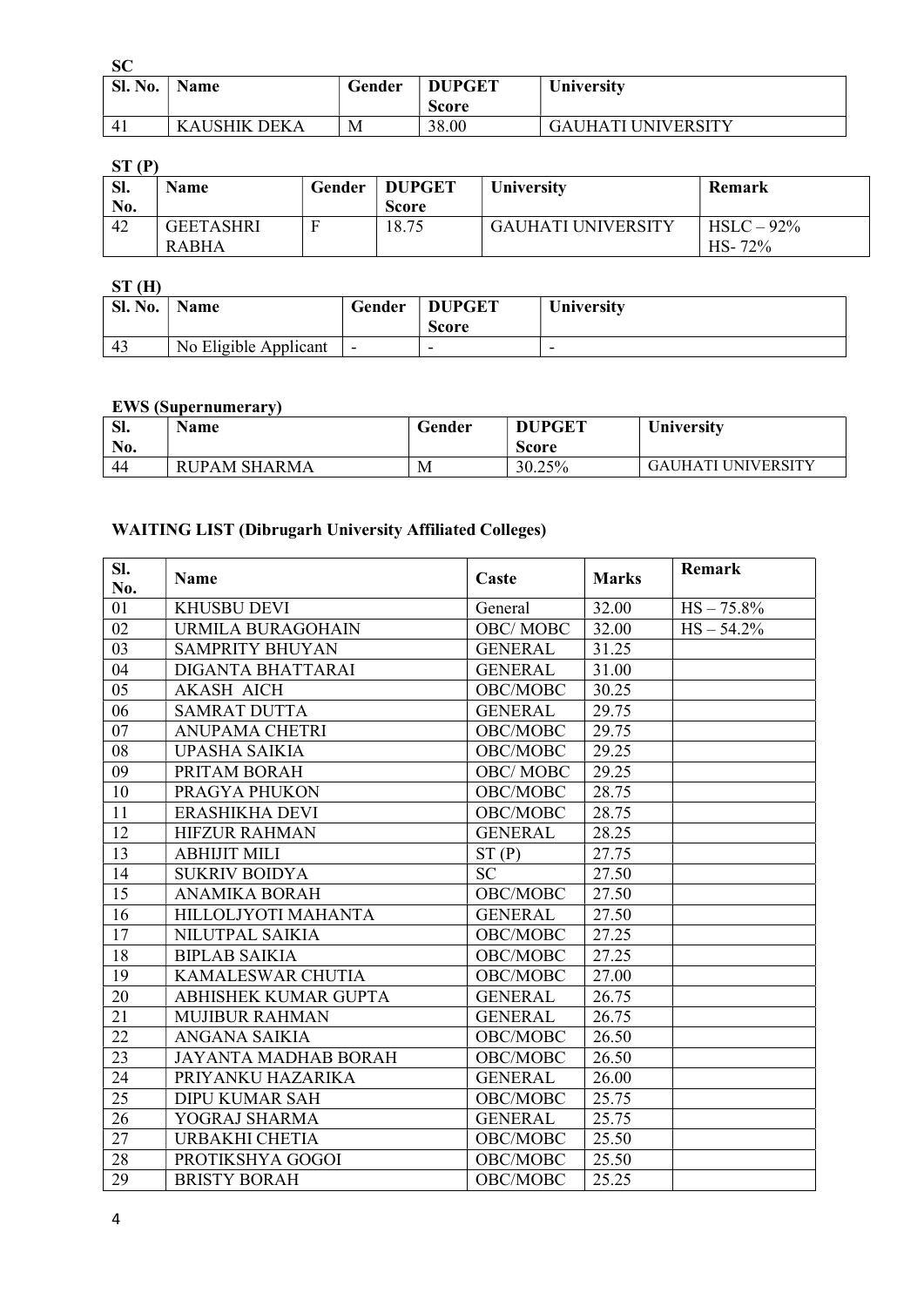**SC**

| Sl. No. | Name | Gender | DUPGET Score | University |
|---|---|---|---|---|
| 41 | KAUSHIK DEKA | M | 38.00 | GAUHATI UNIVERSITY |

**ST (P)**

| Sl. No. | Name | Gender | DUPGET Score | University | Remark |
|---|---|---|---|---|---|
| 42 | GEETASHRI RABHA | F | 18.75 | GAUHATI UNIVERSITY | HSLC – 92% HS- 72% |

**ST (H)**

| Sl. No. | Name | Gender | DUPGET Score | University |
|---|---|---|---|---|
| 43 | No Eligible Applicant | - | - | - |

**EWS (Supernumerary)**

| Sl. No. | Name | Gender | DUPGET Score | University |
|---|---|---|---|---|
| 44 | RUPAM SHARMA | M | 30.25% | GAUHATI UNIVERSITY |

**WAITING LIST (Dibrugarh University Affiliated Colleges)**

| Sl. No. | Name | Caste | Marks | Remark |
|---|---|---|---|---|
| 01 | KHUSBU DEVI | General | 32.00 | HS – 75.8% |
| 02 | URMILA BURAGOHAIN | OBC/ MOBC | 32.00 | HS – 54.2% |
| 03 | SAMPRITY BHUYAN | GENERAL | 31.25 | |
| 04 | DIGANTA BHATTARAI | GENERAL | 31.00 | |
| 05 | AKASH AICH | OBC/MOBC | 30.25 | |
| 06 | SAMRAT DUTTA | GENERAL | 29.75 | |
| 07 | ANUPAMA CHETRI | OBC/MOBC | 29.75 | |
| 08 | UPASHA SAIKIA | OBC/MOBC | 29.25 | |
| 09 | PRITAM BORAH | OBC/ MOBC | 29.25 | |
| 10 | PRAGYA PHUKON | OBC/MOBC | 28.75 | |
| 11 | ERASHIKHA DEVI | OBC/MOBC | 28.75 | |
| 12 | HIFZUR RAHMAN | GENERAL | 28.25 | |
| 13 | ABHIJIT MILI | ST (P) | 27.75 | |
| 14 | SUKRIV BOIDYA | SC | 27.50 | |
| 15 | ANAMIKA BORAH | OBC/MOBC | 27.50 | |
| 16 | HILLOLJYOTI MAHANTA | GENERAL | 27.50 | |
| 17 | NILUTPAL SAIKIA | OBC/MOBC | 27.25 | |
| 18 | BIPLAB SAIKIA | OBC/MOBC | 27.25 | |
| 19 | KAMALESWAR CHUTIA | OBC/MOBC | 27.00 | |
| 20 | ABHISHEK KUMAR GUPTA | GENERAL | 26.75 | |
| 21 | MUJIBUR RAHMAN | GENERAL | 26.75 | |
| 22 | ANGANA SAIKIA | OBC/MOBC | 26.50 | |
| 23 | JAYANTA MADHAB BORAH | OBC/MOBC | 26.50 | |
| 24 | PRIYANKU HAZARIKA | GENERAL | 26.00 | |
| 25 | DIPU KUMAR SAH | OBC/MOBC | 25.75 | |
| 26 | YOGRAJ SHARMA | GENERAL | 25.75 | |
| 27 | URBAKHI CHETIA | OBC/MOBC | 25.50 | |
| 28 | PROTIKSHYA GOGOI | OBC/MOBC | 25.50 | |
| 29 | BRISTY BORAH | OBC/MOBC | 25.25 | |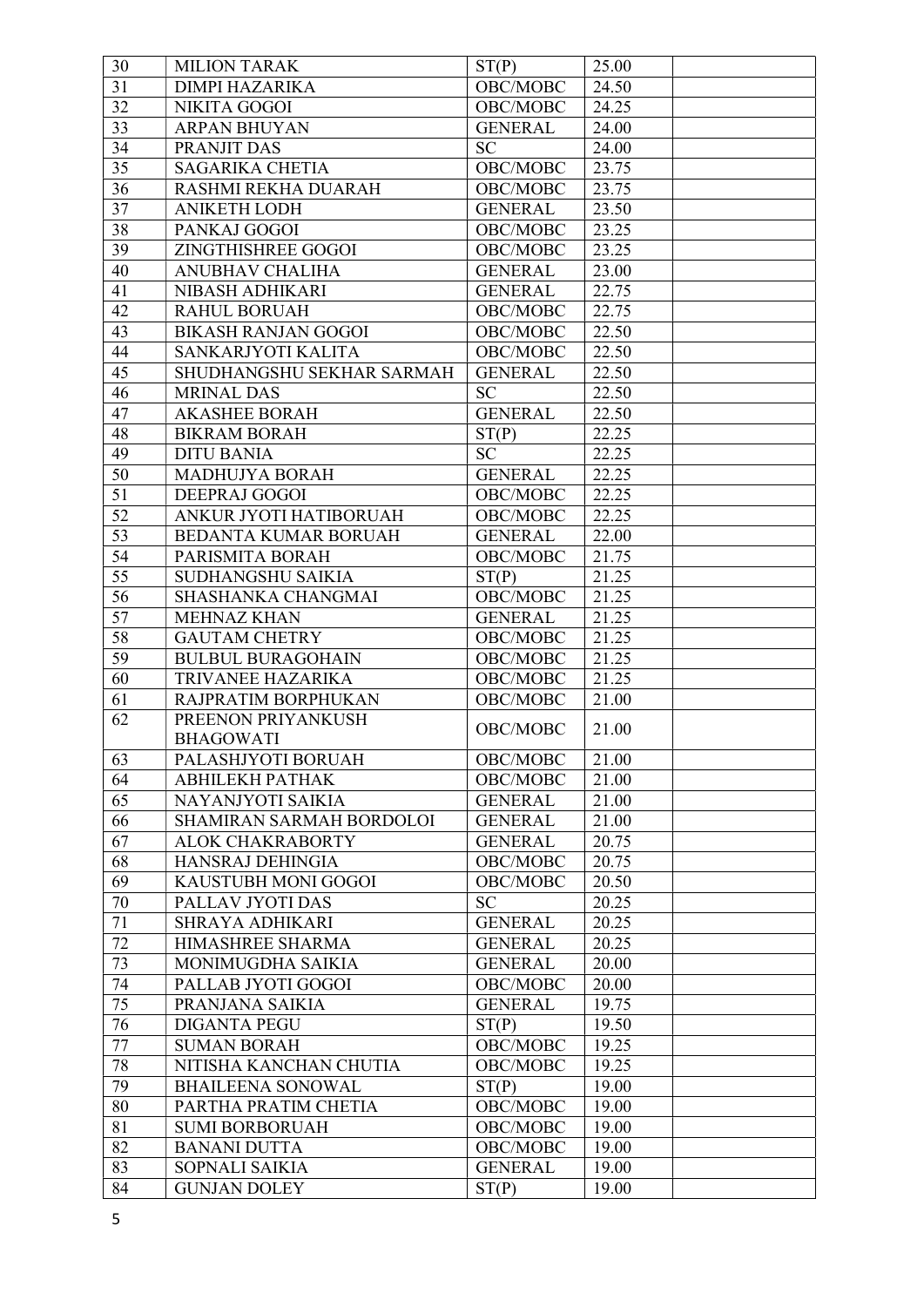| | | | | |
|---|---|---|---|---|
| 30 | MILION TARAK | ST(P) | 25.00 | |
| 31 | DIMPI HAZARIKA | OBC/MOBC | 24.50 | |
| 32 | NIKITA GOGOI | OBC/MOBC | 24.25 | |
| 33 | ARPAN BHUYAN | GENERAL | 24.00 | |
| 34 | PRANJIT DAS | SC | 24.00 | |
| 35 | SAGARIKA CHETIA | OBC/MOBC | 23.75 | |
| 36 | RASHMI REKHA DUARAH | OBC/MOBC | 23.75 | |
| 37 | ANIKETH LODH | GENERAL | 23.50 | |
| 38 | PANKAJ GOGOI | OBC/MOBC | 23.25 | |
| 39 | ZINGTHISHREE GOGOI | OBC/MOBC | 23.25 | |
| 40 | ANUBHAV CHALIHA | GENERAL | 23.00 | |
| 41 | NIBASH ADHIKARI | GENERAL | 22.75 | |
| 42 | RAHUL BORUAH | OBC/MOBC | 22.75 | |
| 43 | BIKASH RANJAN GOGOI | OBC/MOBC | 22.50 | |
| 44 | SANKARJYOTI KALITA | OBC/MOBC | 22.50 | |
| 45 | SHUDHANGSHU SEKHAR SARMAH | GENERAL | 22.50 | |
| 46 | MRINAL DAS | SC | 22.50 | |
| 47 | AKASHEE BORAH | GENERAL | 22.50 | |
| 48 | BIKRAM BORAH | ST(P) | 22.25 | |
| 49 | DITU BANIA | SC | 22.25 | |
| 50 | MADHUJYA BORAH | GENERAL | 22.25 | |
| 51 | DEEPRAJ GOGOI | OBC/MOBC | 22.25 | |
| 52 | ANKUR JYOTI HATIBORUAH | OBC/MOBC | 22.25 | |
| 53 | BEDANTA KUMAR BORUAH | GENERAL | 22.00 | |
| 54 | PARISMITA BORAH | OBC/MOBC | 21.75 | |
| 55 | SUDHANGSHU SAIKIA | ST(P) | 21.25 | |
| 56 | SHASHANKA CHANGMAI | OBC/MOBC | 21.25 | |
| 57 | MEHNAZ KHAN | GENERAL | 21.25 | |
| 58 | GAUTAM CHETRY | OBC/MOBC | 21.25 | |
| 59 | BULBUL BURAGOHAIN | OBC/MOBC | 21.25 | |
| 60 | TRIVANEE HAZARIKA | OBC/MOBC | 21.25 | |
| 61 | RAJPRATIM BORPHUKAN | OBC/MOBC | 21.00 | |
| 62 | PREENON PRIYANKUSH BHAGOWATI | OBC/MOBC | 21.00 | |
| 63 | PALASHJYOTI BORUAH | OBC/MOBC | 21.00 | |
| 64 | ABHILEKH PATHAK | OBC/MOBC | 21.00 | |
| 65 | NAYANJYOTI SAIKIA | GENERAL | 21.00 | |
| 66 | SHAMIRAN SARMAH BORDOLOI | GENERAL | 21.00 | |
| 67 | ALOK CHAKRABORTY | GENERAL | 20.75 | |
| 68 | HANSRAJ DEHINGIA | OBC/MOBC | 20.75 | |
| 69 | KAUSTUBH MONI GOGOI | OBC/MOBC | 20.50 | |
| 70 | PALLAV JYOTI DAS | SC | 20.25 | |
| 71 | SHRAYA ADHIKARI | GENERAL | 20.25 | |
| 72 | HIMASHREE SHARMA | GENERAL | 20.25 | |
| 73 | MONIMUGDHA SAIKIA | GENERAL | 20.00 | |
| 74 | PALLAB JYOTI GOGOI | OBC/MOBC | 20.00 | |
| 75 | PRANJANA SAIKIA | GENERAL | 19.75 | |
| 76 | DIGANTA PEGU | ST(P) | 19.50 | |
| 77 | SUMAN BORAH | OBC/MOBC | 19.25 | |
| 78 | NITISHA KANCHAN CHUTIA | OBC/MOBC | 19.25 | |
| 79 | BHAILEENA SONOWAL | ST(P) | 19.00 | |
| 80 | PARTHA PRATIM CHETIA | OBC/MOBC | 19.00 | |
| 81 | SUMI BORBORUAH | OBC/MOBC | 19.00 | |
| 82 | BANANI DUTTA | OBC/MOBC | 19.00 | |
| 83 | SOPNALI SAIKIA | GENERAL | 19.00 | |
| 84 | GUNJAN DOLEY | ST(P) | 19.00 | |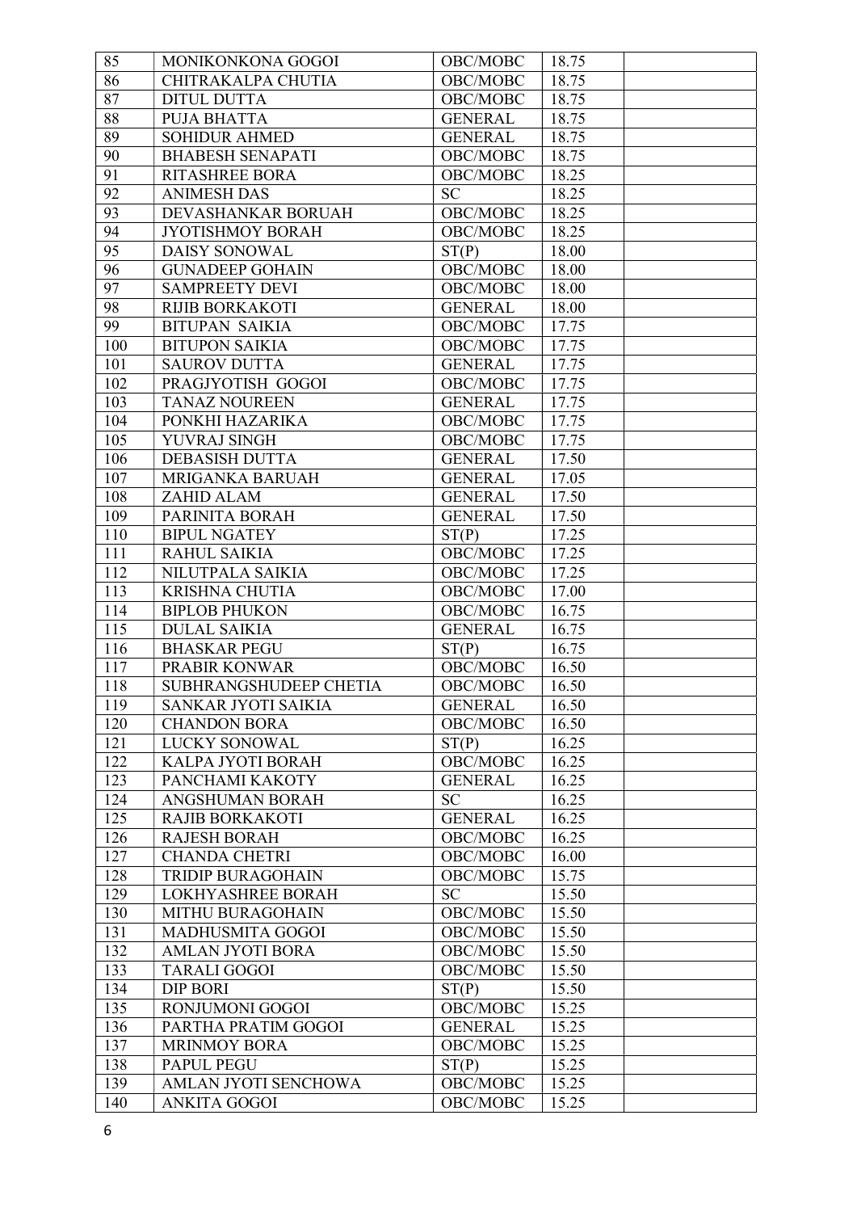| 85 | MONIKONKONA GOGOI | OBC/MOBC | 18.75 | |
|---|---|---|---|---|
| 86 | CHITRAKALPA CHUTIA | OBC/MOBC | 18.75 | |
| 87 | DITUL DUTTA | OBC/MOBC | 18.75 | |
| 88 | PUJA BHATTA | GENERAL | 18.75 | |
| 89 | SOHIDUR AHMED | GENERAL | 18.75 | |
| 90 | BHABESH SENAPATI | OBC/MOBC | 18.75 | |
| 91 | RITASHREE BORA | OBC/MOBC | 18.25 | |
| 92 | ANIMESH DAS | SC | 18.25 | |
| 93 | DEVASHANKAR BORUAH | OBC/MOBC | 18.25 | |
| 94 | JYOTISHMOY BORAH | OBC/MOBC | 18.25 | |
| 95 | DAISY SONOWAL | ST(P) | 18.00 | |
| 96 | GUNADEEP GOHAIN | OBC/MOBC | 18.00 | |
| 97 | SAMPREETY DEVI | OBC/MOBC | 18.00 | |
| 98 | RIJIB BORKAKOTI | GENERAL | 18.00 | |
| 99 | BITUPAN SAIKIA | OBC/MOBC | 17.75 | |
| 100 | BITUPON SAIKIA | OBC/MOBC | 17.75 | |
| 101 | SAUROV DUTTA | GENERAL | 17.75 | |
| 102 | PRAGJYOTISH GOGOI | OBC/MOBC | 17.75 | |
| 103 | TANAZ NOUREEN | GENERAL | 17.75 | |
| 104 | PONKHI HAZARIKA | OBC/MOBC | 17.75 | |
| 105 | YUVRAJ SINGH | OBC/MOBC | 17.75 | |
| 106 | DEBASISH DUTTA | GENERAL | 17.50 | |
| 107 | MRIGANKA BARUAH | GENERAL | 17.05 | |
| 108 | ZAHID ALAM | GENERAL | 17.50 | |
| 109 | PARINITA BORAH | GENERAL | 17.50 | |
| 110 | BIPUL NGATEY | ST(P) | 17.25 | |
| 111 | RAHUL SAIKIA | OBC/MOBC | 17.25 | |
| 112 | NILUTPALA SAIKIA | OBC/MOBC | 17.25 | |
| 113 | KRISHNA CHUTIA | OBC/MOBC | 17.00 | |
| 114 | BIPLOB PHUKON | OBC/MOBC | 16.75 | |
| 115 | DULAL SAIKIA | GENERAL | 16.75 | |
| 116 | BHASKAR PEGU | ST(P) | 16.75 | |
| 117 | PRABIR KONWAR | OBC/MOBC | 16.50 | |
| 118 | SUBHRANGSHUDEEP CHETIA | OBC/MOBC | 16.50 | |
| 119 | SANKAR JYOTI SAIKIA | GENERAL | 16.50 | |
| 120 | CHANDON BORA | OBC/MOBC | 16.50 | |
| 121 | LUCKY SONOWAL | ST(P) | 16.25 | |
| 122 | KALPA JYOTI BORAH | OBC/MOBC | 16.25 | |
| 123 | PANCHAMI KAKOTY | GENERAL | 16.25 | |
| 124 | ANGSHUMAN BORAH | SC | 16.25 | |
| 125 | RAJIB BORKAKOTI | GENERAL | 16.25 | |
| 126 | RAJESH BORAH | OBC/MOBC | 16.25 | |
| 127 | CHANDA CHETRI | OBC/MOBC | 16.00 | |
| 128 | TRIDIP BURAGOHAIN | OBC/MOBC | 15.75 | |
| 129 | LOKHYASHREE BORAH | SC | 15.50 | |
| 130 | MITHU BURAGOHAIN | OBC/MOBC | 15.50 | |
| 131 | MADHUSMITA GOGOI | OBC/MOBC | 15.50 | |
| 132 | AMLAN JYOTI BORA | OBC/MOBC | 15.50 | |
| 133 | TARALI GOGOI | OBC/MOBC | 15.50 | |
| 134 | DIP BORI | ST(P) | 15.50 | |
| 135 | RONJUMONI GOGOI | OBC/MOBC | 15.25 | |
| 136 | PARTHA PRATIM GOGOI | GENERAL | 15.25 | |
| 137 | MRINMOY BORA | OBC/MOBC | 15.25 | |
| 138 | PAPUL PEGU | ST(P) | 15.25 | |
| 139 | AMLAN JYOTI SENCHOWA | OBC/MOBC | 15.25 | |
| 140 | ANKITA GOGOI | OBC/MOBC | 15.25 | |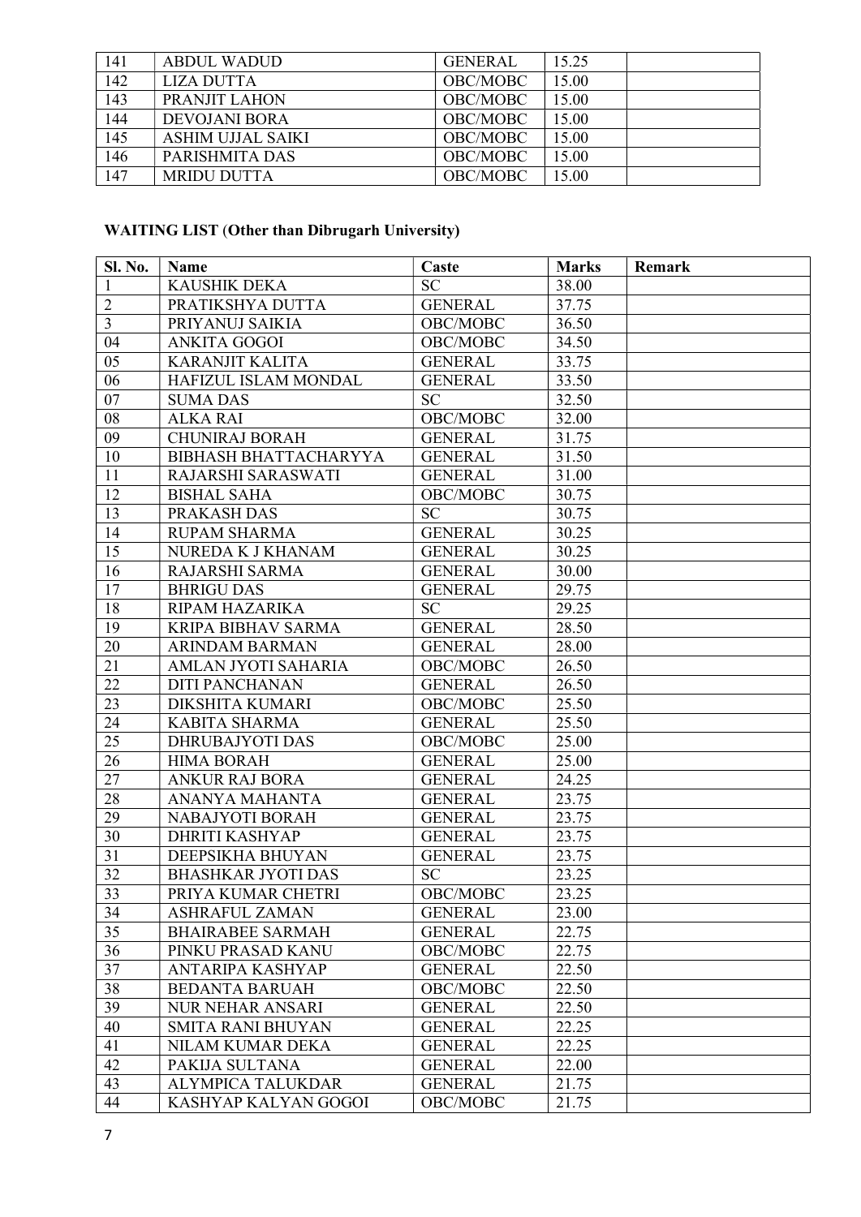| 141 | ABDUL WADUD | GENERAL | 15.25 | |
|---|---|---|---|---|
| 142 | LIZA DUTTA | OBC/MOBC | 15.00 | |
| 143 | PRANJIT LAHON | OBC/MOBC | 15.00 | |
| 144 | DEVOJANI BORA | OBC/MOBC | 15.00 | |
| 145 | ASHIM UJJAL SAIKI | OBC/MOBC | 15.00 | |
| 146 | PARISHMITA DAS | OBC/MOBC | 15.00 | |
| 147 | MRIDU DUTTA | OBC/MOBC | 15.00 | |

**WAITING LIST** (**Other than Dibrugarh University**)

| Sl. No. | Name | Caste | Marks | Remark |
|---|---|---|---|---|
| 1 | KAUSHIK DEKA | SC | 38.00 | |
| 2 | PRATIKSHYA DUTTA | GENERAL | 37.75 | |
| 3 | PRIYANUJ SAIKIA | OBC/MOBC | 36.50 | |
| 04 | ANKITA GOGOI | OBC/MOBC | 34.50 | |
| 05 | KARANJIT KALITA | GENERAL | 33.75 | |
| 06 | HAFIZUL ISLAM MONDAL | GENERAL | 33.50 | |
| 07 | SUMA DAS | SC | 32.50 | |
| 08 | ALKA RAI | OBC/MOBC | 32.00 | |
| 09 | CHUNIRAJ BORAH | GENERAL | 31.75 | |
| 10 | BIBHASH BHATTACHARYYA | GENERAL | 31.50 | |
| 11 | RAJARSHI SARASWATI | GENERAL | 31.00 | |
| 12 | BISHAL SAHA | OBC/MOBC | 30.75 | |
| 13 | PRAKASH DAS | SC | 30.75 | |
| 14 | RUPAM SHARMA | GENERAL | 30.25 | |
| 15 | NUREDA K J KHANAM | GENERAL | 30.25 | |
| 16 | RAJARSHI SARMA | GENERAL | 30.00 | |
| 17 | BHRIGU DAS | GENERAL | 29.75 | |
| 18 | RIPAM HAZARIKA | SC | 29.25 | |
| 19 | KRIPA BIBHAV SARMA | GENERAL | 28.50 | |
| 20 | ARINDAM BARMAN | GENERAL | 28.00 | |
| 21 | AMLAN JYOTI SAHARIA | OBC/MOBC | 26.50 | |
| 22 | DITI PANCHANAN | GENERAL | 26.50 | |
| 23 | DIKSHITA KUMARI | OBC/MOBC | 25.50 | |
| 24 | KABITA SHARMA | GENERAL | 25.50 | |
| 25 | DHRUBAJYOTI DAS | OBC/MOBC | 25.00 | |
| 26 | HIMA BORAH | GENERAL | 25.00 | |
| 27 | ANKUR RAJ BORA | GENERAL | 24.25 | |
| 28 | ANANYA MAHANTA | GENERAL | 23.75 | |
| 29 | NABAJYOTI BORAH | GENERAL | 23.75 | |
| 30 | DHRITI KASHYAP | GENERAL | 23.75 | |
| 31 | DEEPSIKHA BHUYAN | GENERAL | 23.75 | |
| 32 | BHASHKAR JYOTI DAS | SC | 23.25 | |
| 33 | PRIYA KUMAR CHETRI | OBC/MOBC | 23.25 | |
| 34 | ASHRAFUL ZAMAN | GENERAL | 23.00 | |
| 35 | BHAIRABEE SARMAH | GENERAL | 22.75 | |
| 36 | PINKU PRASAD KANU | OBC/MOBC | 22.75 | |
| 37 | ANTARIPA KASHYAP | GENERAL | 22.50 | |
| 38 | BEDANTA BARUAH | OBC/MOBC | 22.50 | |
| 39 | NUR NEHAR ANSARI | GENERAL | 22.50 | |
| 40 | SMITA RANI BHUYAN | GENERAL | 22.25 | |
| 41 | NILAM KUMAR DEKA | GENERAL | 22.25 | |
| 42 | PAKIJA SULTANA | GENERAL | 22.00 | |
| 43 | ALYMPICA TALUKDAR | GENERAL | 21.75 | |
| 44 | KASHYAP KALYAN GOGOI | OBC/MOBC | 21.75 | |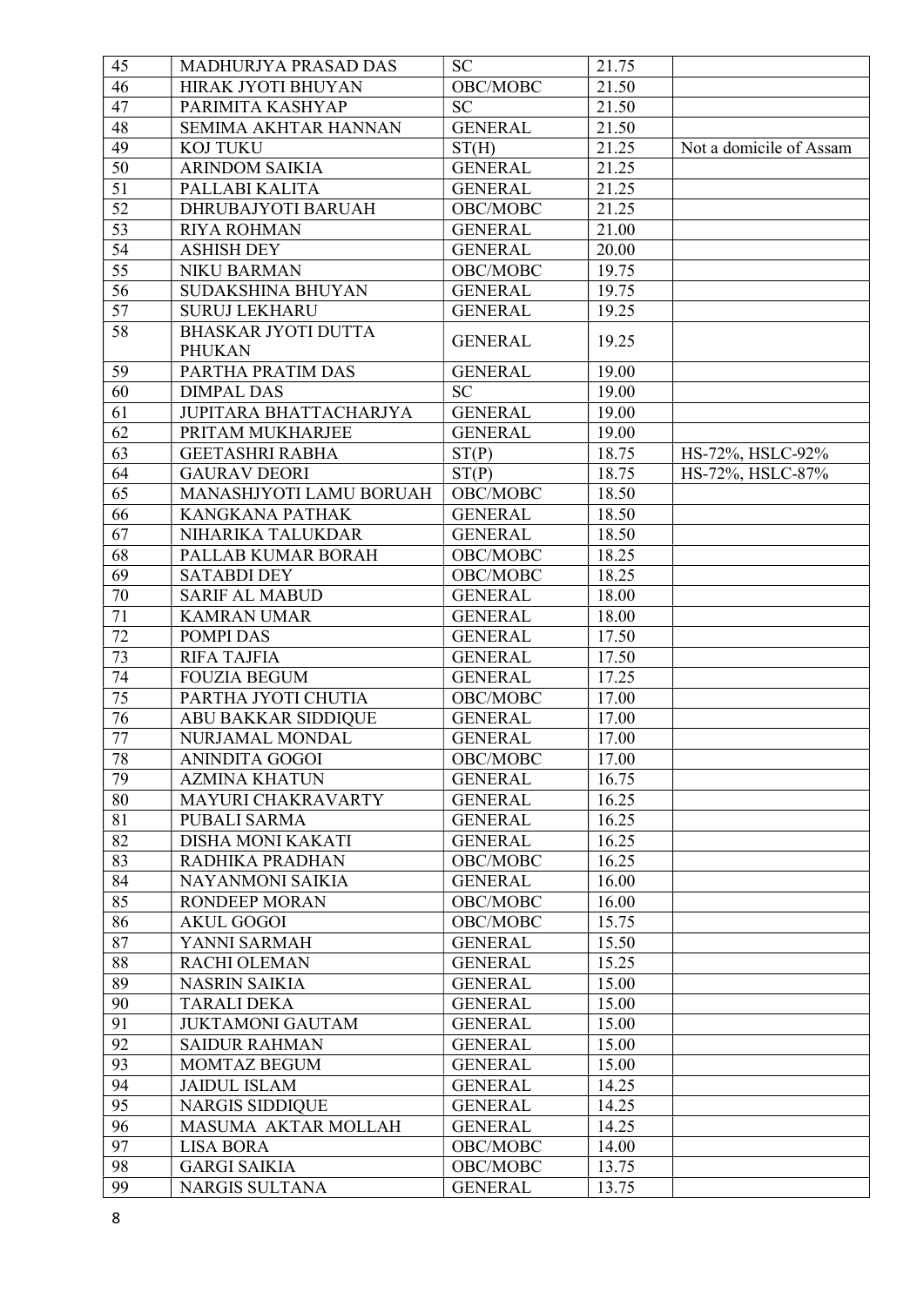| 45 | MADHURJYA PRASAD DAS | SC | 21.75 | |
|---|---|---|---|---|
| 46 | HIRAK JYOTI BHUYAN | OBC/MOBC | 21.50 | |
| 47 | PARIMITA KASHYAP | SC | 21.50 | |
| 48 | SEMIMA AKHTAR HANNAN | GENERAL | 21.50 | |
| 49 | KOJ TUKU | ST(H) | 21.25 | Not a domicile of Assam |
| 50 | ARINDOM SAIKIA | GENERAL | 21.25 | |
| 51 | PALLABI KALITA | GENERAL | 21.25 | |
| 52 | DHRUBAJYOTI BARUAH | OBC/MOBC | 21.25 | |
| 53 | RIYA ROHMAN | GENERAL | 21.00 | |
| 54 | ASHISH DEY | GENERAL | 20.00 | |
| 55 | NIKU BARMAN | OBC/MOBC | 19.75 | |
| 56 | SUDAKSHINA BHUYAN | GENERAL | 19.75 | |
| 57 | SURUJ LEKHARU | GENERAL | 19.25 | |
| 58 | BHASKAR JYOTI DUTTA PHUKAN | GENERAL | 19.25 | |
| 59 | PARTHA PRATIM DAS | GENERAL | 19.00 | |
| 60 | DIMPAL DAS | SC | 19.00 | |
| 61 | JUPITARA BHATTACHARJYA | GENERAL | 19.00 | |
| 62 | PRITAM MUKHARJEE | GENERAL | 19.00 | |
| 63 | GEETASHRI RABHA | ST(P) | 18.75 | HS-72%, HSLC-92% |
| 64 | GAURAV DEORI | ST(P) | 18.75 | HS-72%, HSLC-87% |
| 65 | MANASHJYOTI LAMU BORUAH | OBC/MOBC | 18.50 | |
| 66 | KANGKANA PATHAK | GENERAL | 18.50 | |
| 67 | NIHARIKA TALUKDAR | GENERAL | 18.50 | |
| 68 | PALLAB KUMAR BORAH | OBC/MOBC | 18.25 | |
| 69 | SATABDI DEY | OBC/MOBC | 18.25 | |
| 70 | SARIF AL MABUD | GENERAL | 18.00 | |
| 71 | KAMRAN UMAR | GENERAL | 18.00 | |
| 72 | POMPI DAS | GENERAL | 17.50 | |
| 73 | RIFA TAJFIA | GENERAL | 17.50 | |
| 74 | FOUZIA BEGUM | GENERAL | 17.25 | |
| 75 | PARTHA JYOTI CHUTIA | OBC/MOBC | 17.00 | |
| 76 | ABU BAKKAR SIDDIQUE | GENERAL | 17.00 | |
| 77 | NURJAMAL MONDAL | GENERAL | 17.00 | |
| 78 | ANINDITA GOGOI | OBC/MOBC | 17.00 | |
| 79 | AZMINA KHATUN | GENERAL | 16.75 | |
| 80 | MAYURI CHAKRAVARTY | GENERAL | 16.25 | |
| 81 | PUBALI SARMA | GENERAL | 16.25 | |
| 82 | DISHA MONI KAKATI | GENERAL | 16.25 | |
| 83 | RADHIKA PRADHAN | OBC/MOBC | 16.25 | |
| 84 | NAYANMONI SAIKIA | GENERAL | 16.00 | |
| 85 | RONDEEP MORAN | OBC/MOBC | 16.00 | |
| 86 | AKUL GOGOI | OBC/MOBC | 15.75 | |
| 87 | YANNI SARMAH | GENERAL | 15.50 | |
| 88 | RACHI OLEMAN | GENERAL | 15.25 | |
| 89 | NASRIN SAIKIA | GENERAL | 15.00 | |
| 90 | TARALI DEKA | GENERAL | 15.00 | |
| 91 | JUKTAMONI GAUTAM | GENERAL | 15.00 | |
| 92 | SAIDUR RAHMAN | GENERAL | 15.00 | |
| 93 | MOMTAZ BEGUM | GENERAL | 15.00 | |
| 94 | JAIDUL ISLAM | GENERAL | 14.25 | |
| 95 | NARGIS SIDDIQUE | GENERAL | 14.25 | |
| 96 | MASUMA AKTAR MOLLAH | GENERAL | 14.25 | |
| 97 | LISA BORA | OBC/MOBC | 14.00 | |
| 98 | GARGI SAIKIA | OBC/MOBC | 13.75 | |
| 99 | NARGIS SULTANA | GENERAL | 13.75 | |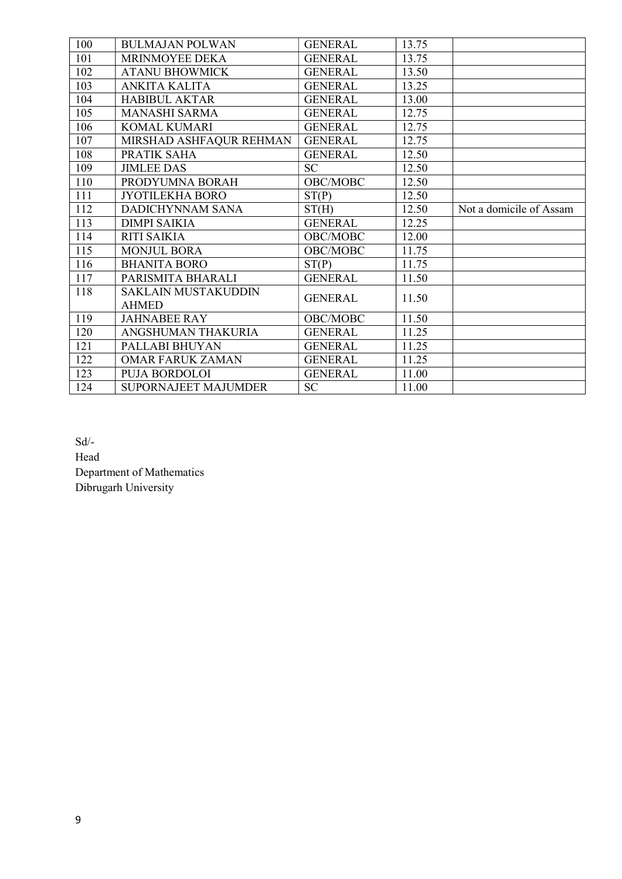| | | | | |
|---|---|---|---|---|
| 100 | BULMAJAN POLWAN | GENERAL | 13.75 | |
| 101 | MRINMOYEE DEKA | GENERAL | 13.75 | |
| 102 | ATANU BHOWMICK | GENERAL | 13.50 | |
| 103 | ANKITA KALITA | GENERAL | 13.25 | |
| 104 | HABIBUL AKTAR | GENERAL | 13.00 | |
| 105 | MANASHI SARMA | GENERAL | 12.75 | |
| 106 | KOMAL KUMARI | GENERAL | 12.75 | |
| 107 | MIRSHAD ASHFAQUR REHMAN | GENERAL | 12.75 | |
| 108 | PRATIK SAHA | GENERAL | 12.50 | |
| 109 | JIMLEE DAS | SC | 12.50 | |
| 110 | PRODYUMNA BORAH | OBC/MOBC | 12.50 | |
| 111 | JYOTILEKHA BORO | ST(P) | 12.50 | |
| 112 | DADICHYNNAM SANA | ST(H) | 12.50 | Not a domicile of Assam |
| 113 | DIMPI SAIKIA | GENERAL | 12.25 | |
| 114 | RITI SAIKIA | OBC/MOBC | 12.00 | |
| 115 | MONJUL BORA | OBC/MOBC | 11.75 | |
| 116 | BHANITA BORO | ST(P) | 11.75 | |
| 117 | PARISMITA BHARALI | GENERAL | 11.50 | |
| 118 | SAKLAIN MUSTAKUDDIN AHMED | GENERAL | 11.50 | |
| 119 | JAHNABEE RAY | OBC/MOBC | 11.50 | |
| 120 | ANGSHUMAN THAKURIA | GENERAL | 11.25 | |
| 121 | PALLABI BHUYAN | GENERAL | 11.25 | |
| 122 | OMAR FARUK ZAMAN | GENERAL | 11.25 | |
| 123 | PUJA BORDOLOI | GENERAL | 11.00 | |
| 124 | SUPORNAJEET MAJUMDER | SC | 11.00 | |

Sd/-
Head
Department of Mathematics
Dibrugarh University